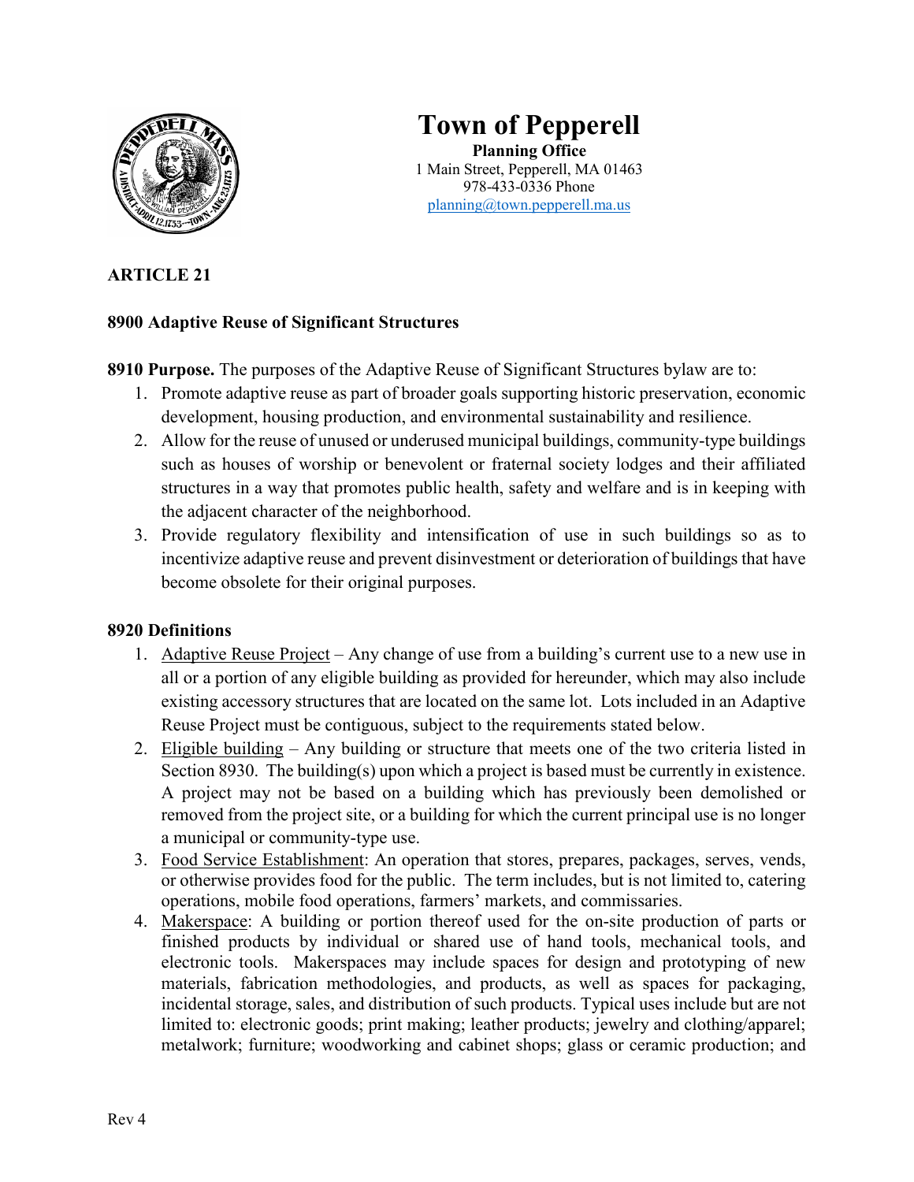# Town of Pepperell

**Planning Office**
1 Main Street, Pepperell, MA 01463
978-433-0336 Phone
planning@town.pepperell.ma.us

**ARTICLE 21**

## 8900 Adaptive Reuse of Significant Structures

**8910 Purpose.** The purposes of the Adaptive Reuse of Significant Structures bylaw are to:

1. Promote adaptive reuse as part of broader goals supporting historic preservation, economic development, housing production, and environmental sustainability and resilience.
2. Allow for the reuse of unused or underused municipal buildings, community-type buildings such as houses of worship or benevolent or fraternal society lodges and their affiliated structures in a way that promotes public health, safety and welfare and is in keeping with the adjacent character of the neighborhood.
3. Provide regulatory flexibility and intensification of use in such buildings so as to incentivize adaptive reuse and prevent disinvestment or deterioration of buildings that have become obsolete for their original purposes.

**8920 Definitions**

1. Adaptive Reuse Project – Any change of use from a building's current use to a new use in all or a portion of any eligible building as provided for hereunder, which may also include existing accessory structures that are located on the same lot. Lots included in an Adaptive Reuse Project must be contiguous, subject to the requirements stated below.
2. Eligible building – Any building or structure that meets one of the two criteria listed in Section 8930. The building(s) upon which a project is based must be currently in existence. A project may not be based on a building which has previously been demolished or removed from the project site, or a building for which the current principal use is no longer a municipal or community-type use.
3. Food Service Establishment: An operation that stores, prepares, packages, serves, vends, or otherwise provides food for the public. The term includes, but is not limited to, catering operations, mobile food operations, farmers' markets, and commissaries.
4. Makerspace: A building or portion thereof used for the on-site production of parts or finished products by individual or shared use of hand tools, mechanical tools, and electronic tools. Makerspaces may include spaces for design and prototyping of new materials, fabrication methodologies, and products, as well as spaces for packaging, incidental storage, sales, and distribution of such products. Typical uses include but are not limited to: electronic goods; print making; leather products; jewelry and clothing/apparel; metalwork; furniture; woodworking and cabinet shops; glass or ceramic production; and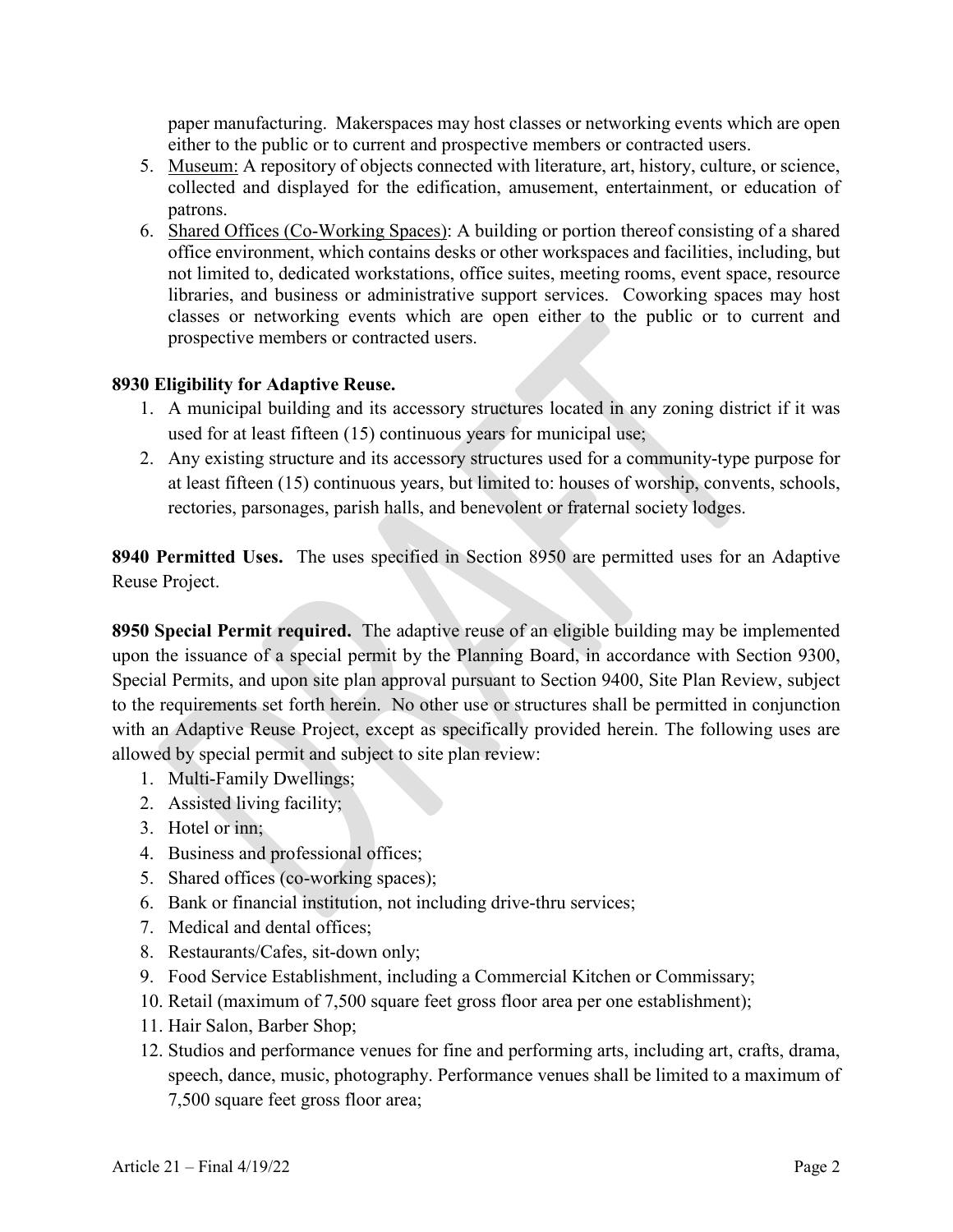paper manufacturing. Makerspaces may host classes or networking events which are open either to the public or to current and prospective members or contracted users.

5. Museum: A repository of objects connected with literature, art, history, culture, or science, collected and displayed for the edification, amusement, entertainment, or education of patrons.
6. Shared Offices (Co-Working Spaces): A building or portion thereof consisting of a shared office environment, which contains desks or other workspaces and facilities, including, but not limited to, dedicated workstations, office suites, meeting rooms, event space, resource libraries, and business or administrative support services. Coworking spaces may host classes or networking events which are open either to the public or to current and prospective members or contracted users.

**8930 Eligibility for Adaptive Reuse.**

1. A municipal building and its accessory structures located in any zoning district if it was used for at least fifteen (15) continuous years for municipal use;
2. Any existing structure and its accessory structures used for a community-type purpose for at least fifteen (15) continuous years, but limited to: houses of worship, convents, schools, rectories, parsonages, parish halls, and benevolent or fraternal society lodges.

**8940 Permitted Uses.** The uses specified in Section 8950 are permitted uses for an Adaptive Reuse Project.

**8950 Special Permit required.** The adaptive reuse of an eligible building may be implemented upon the issuance of a special permit by the Planning Board, in accordance with Section 9300, Special Permits, and upon site plan approval pursuant to Section 9400, Site Plan Review, subject to the requirements set forth herein. No other use or structures shall be permitted in conjunction with an Adaptive Reuse Project, except as specifically provided herein. The following uses are allowed by special permit and subject to site plan review:

1. Multi-Family Dwellings;
2. Assisted living facility;
3. Hotel or inn;
4. Business and professional offices;
5. Shared offices (co-working spaces);
6. Bank or financial institution, not including drive-thru services;
7. Medical and dental offices;
8. Restaurants/Cafes, sit-down only;
9. Food Service Establishment, including a Commercial Kitchen or Commissary;
10. Retail (maximum of 7,500 square feet gross floor area per one establishment);
11. Hair Salon, Barber Shop;
12. Studios and performance venues for fine and performing arts, including art, crafts, drama, speech, dance, music, photography. Performance venues shall be limited to a maximum of 7,500 square feet gross floor area;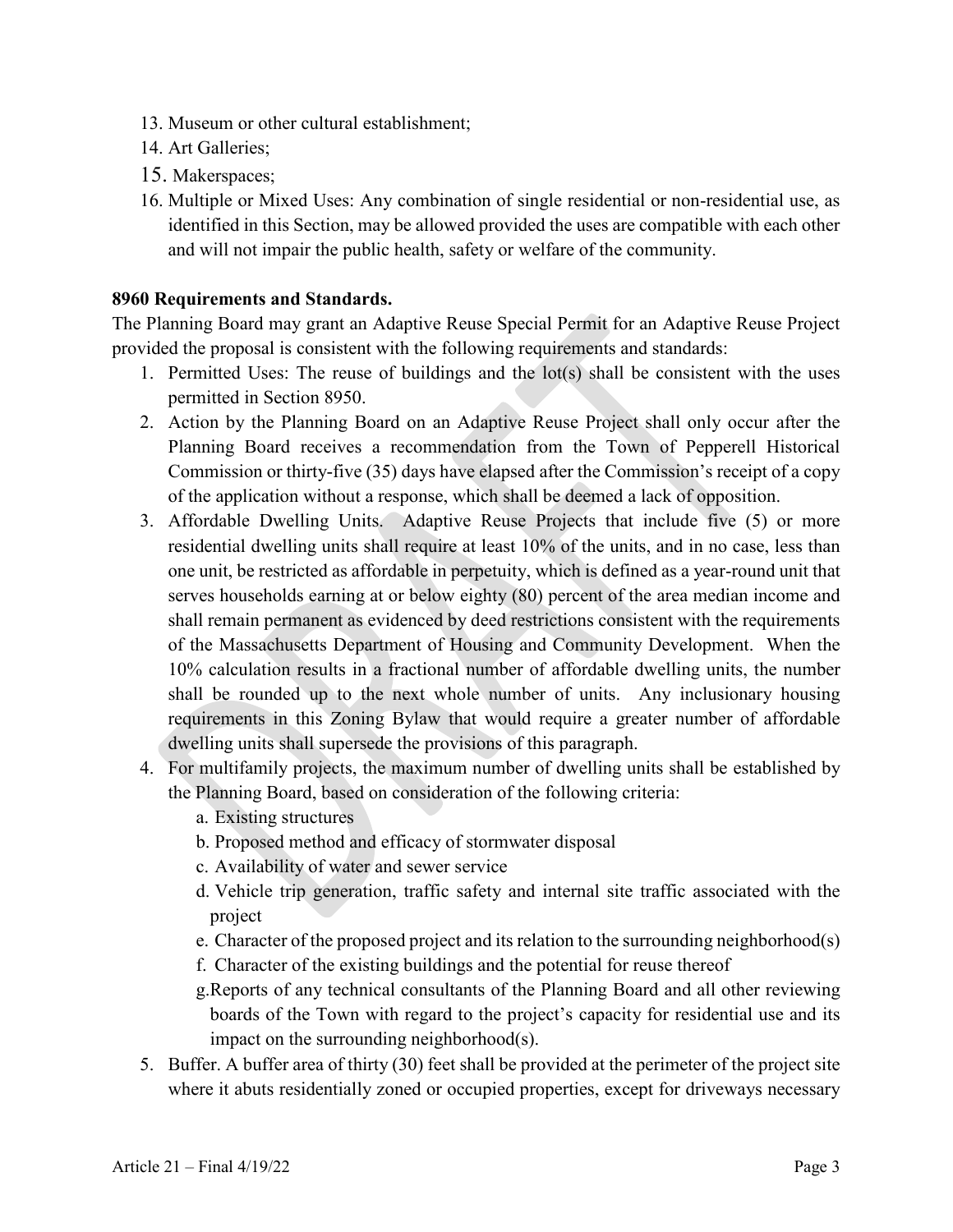13. Museum or other cultural establishment;
14. Art Galleries;
15. Makerspaces;
16. Multiple or Mixed Uses: Any combination of single residential or non-residential use, as identified in this Section, may be allowed provided the uses are compatible with each other and will not impair the public health, safety or welfare of the community.

**8960 Requirements and Standards.**

The Planning Board may grant an Adaptive Reuse Special Permit for an Adaptive Reuse Project provided the proposal is consistent with the following requirements and standards:

1. Permitted Uses: The reuse of buildings and the lot(s) shall be consistent with the uses permitted in Section 8950.
2. Action by the Planning Board on an Adaptive Reuse Project shall only occur after the Planning Board receives a recommendation from the Town of Pepperell Historical Commission or thirty-five (35) days have elapsed after the Commission's receipt of a copy of the application without a response, which shall be deemed a lack of opposition.
3. Affordable Dwelling Units. Adaptive Reuse Projects that include five (5) or more residential dwelling units shall require at least 10% of the units, and in no case, less than one unit, be restricted as affordable in perpetuity, which is defined as a year-round unit that serves households earning at or below eighty (80) percent of the area median income and shall remain permanent as evidenced by deed restrictions consistent with the requirements of the Massachusetts Department of Housing and Community Development. When the 10% calculation results in a fractional number of affordable dwelling units, the number shall be rounded up to the next whole number of units. Any inclusionary housing requirements in this Zoning Bylaw that would require a greater number of affordable dwelling units shall supersede the provisions of this paragraph.
4. For multifamily projects, the maximum number of dwelling units shall be established by the Planning Board, based on consideration of the following criteria:
   a. Existing structures
   b. Proposed method and efficacy of stormwater disposal
   c. Availability of water and sewer service
   d. Vehicle trip generation, traffic safety and internal site traffic associated with the project
   e. Character of the proposed project and its relation to the surrounding neighborhood(s)
   f. Character of the existing buildings and the potential for reuse thereof
   g. Reports of any technical consultants of the Planning Board and all other reviewing boards of the Town with regard to the project's capacity for residential use and its impact on the surrounding neighborhood(s).
5. Buffer. A buffer area of thirty (30) feet shall be provided at the perimeter of the project site where it abuts residentially zoned or occupied properties, except for driveways necessary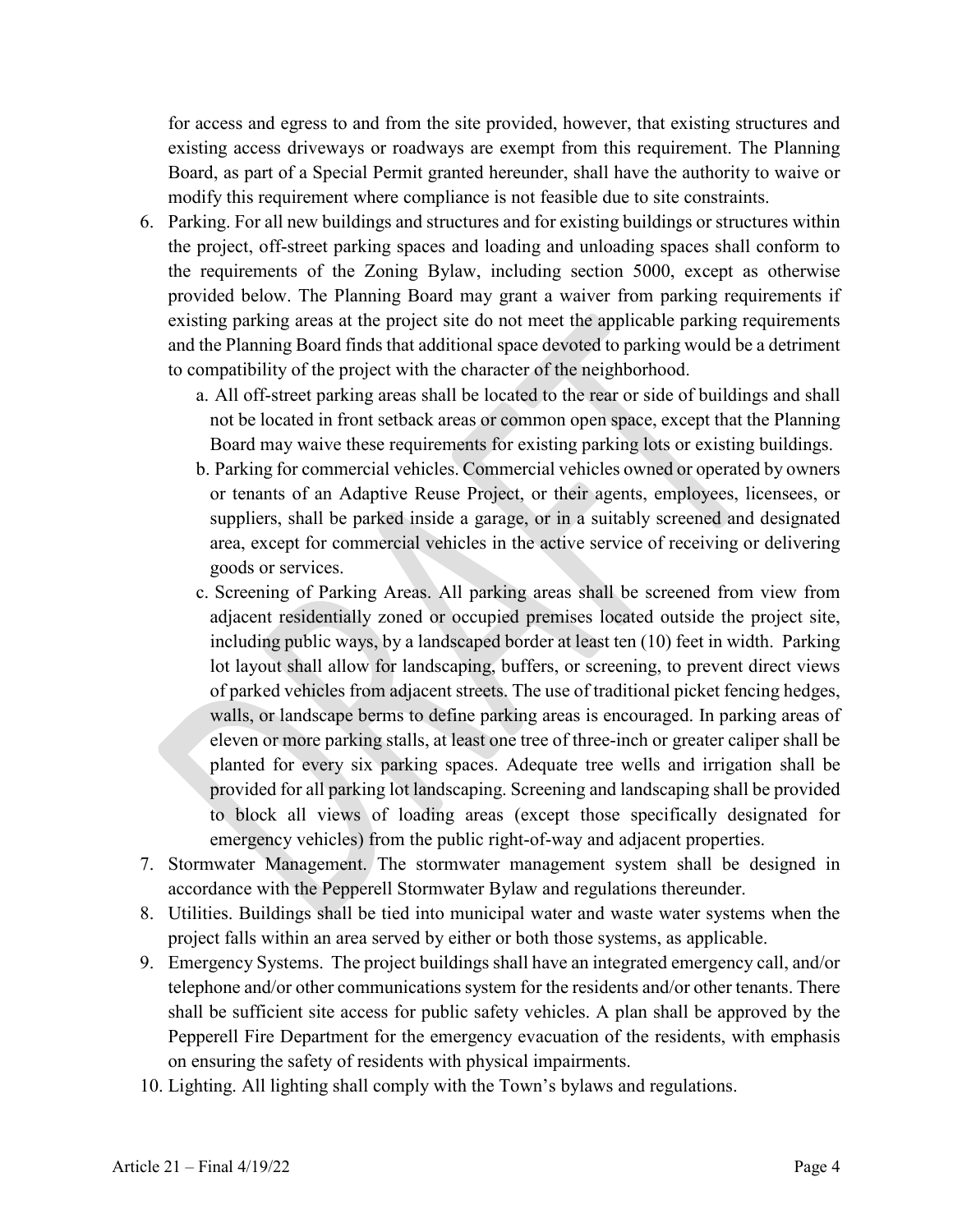for access and egress to and from the site provided, however, that existing structures and existing access driveways or roadways are exempt from this requirement. The Planning Board, as part of a Special Permit granted hereunder, shall have the authority to waive or modify this requirement where compliance is not feasible due to site constraints.

6. Parking. For all new buildings and structures and for existing buildings or structures within the project, off-street parking spaces and loading and unloading spaces shall conform to the requirements of the Zoning Bylaw, including section 5000, except as otherwise provided below. The Planning Board may grant a waiver from parking requirements if existing parking areas at the project site do not meet the applicable parking requirements and the Planning Board finds that additional space devoted to parking would be a detriment to compatibility of the project with the character of the neighborhood.
   a. All off-street parking areas shall be located to the rear or side of buildings and shall not be located in front setback areas or common open space, except that the Planning Board may waive these requirements for existing parking lots or existing buildings.
   b. Parking for commercial vehicles. Commercial vehicles owned or operated by owners or tenants of an Adaptive Reuse Project, or their agents, employees, licensees, or suppliers, shall be parked inside a garage, or in a suitably screened and designated area, except for commercial vehicles in the active service of receiving or delivering goods or services.
   c. Screening of Parking Areas. All parking areas shall be screened from view from adjacent residentially zoned or occupied premises located outside the project site, including public ways, by a landscaped border at least ten (10) feet in width. Parking lot layout shall allow for landscaping, buffers, or screening, to prevent direct views of parked vehicles from adjacent streets. The use of traditional picket fencing hedges, walls, or landscape berms to define parking areas is encouraged. In parking areas of eleven or more parking stalls, at least one tree of three-inch or greater caliper shall be planted for every six parking spaces. Adequate tree wells and irrigation shall be provided for all parking lot landscaping. Screening and landscaping shall be provided to block all views of loading areas (except those specifically designated for emergency vehicles) from the public right-of-way and adjacent properties.
7. Stormwater Management. The stormwater management system shall be designed in accordance with the Pepperell Stormwater Bylaw and regulations thereunder.
8. Utilities. Buildings shall be tied into municipal water and waste water systems when the project falls within an area served by either or both those systems, as applicable.
9. Emergency Systems. The project buildings shall have an integrated emergency call, and/or telephone and/or other communications system for the residents and/or other tenants. There shall be sufficient site access for public safety vehicles. A plan shall be approved by the Pepperell Fire Department for the emergency evacuation of the residents, with emphasis on ensuring the safety of residents with physical impairments.
10. Lighting. All lighting shall comply with the Town's bylaws and regulations.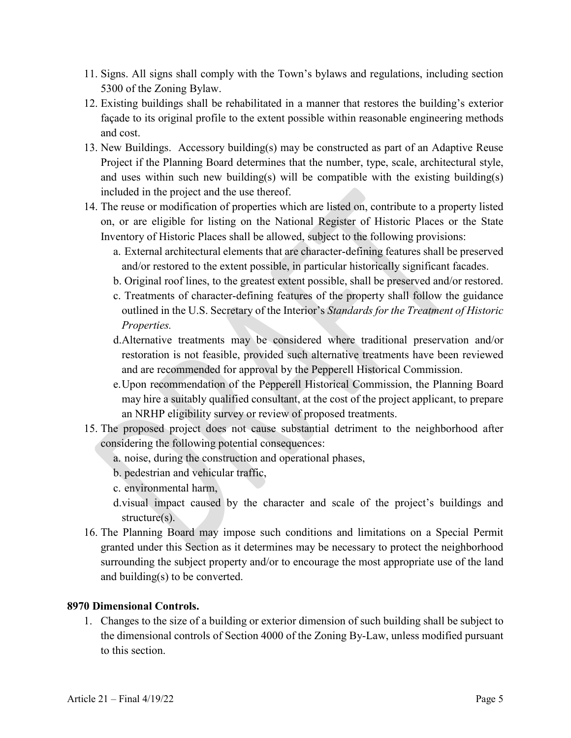11. Signs. All signs shall comply with the Town's bylaws and regulations, including section 5300 of the Zoning Bylaw.
12. Existing buildings shall be rehabilitated in a manner that restores the building's exterior façade to its original profile to the extent possible within reasonable engineering methods and cost.
13. New Buildings. Accessory building(s) may be constructed as part of an Adaptive Reuse Project if the Planning Board determines that the number, type, scale, architectural style, and uses within such new building(s) will be compatible with the existing building(s) included in the project and the use thereof.
14. The reuse or modification of properties which are listed on, contribute to a property listed on, or are eligible for listing on the National Register of Historic Places or the State Inventory of Historic Places shall be allowed, subject to the following provisions:
    a. External architectural elements that are character-defining features shall be preserved and/or restored to the extent possible, in particular historically significant facades.
    b. Original roof lines, to the greatest extent possible, shall be preserved and/or restored.
    c. Treatments of character-defining features of the property shall follow the guidance outlined in the U.S. Secretary of the Interior's *Standards for the Treatment of Historic Properties.*
    d. Alternative treatments may be considered where traditional preservation and/or restoration is not feasible, provided such alternative treatments have been reviewed and are recommended for approval by the Pepperell Historical Commission.
    e. Upon recommendation of the Pepperell Historical Commission, the Planning Board may hire a suitably qualified consultant, at the cost of the project applicant, to prepare an NRHP eligibility survey or review of proposed treatments.
15. The proposed project does not cause substantial detriment to the neighborhood after considering the following potential consequences:
    a. noise, during the construction and operational phases,
    b. pedestrian and vehicular traffic,
    c. environmental harm,
    d. visual impact caused by the character and scale of the project's buildings and structure(s).
16. The Planning Board may impose such conditions and limitations on a Special Permit granted under this Section as it determines may be necessary to protect the neighborhood surrounding the subject property and/or to encourage the most appropriate use of the land and building(s) to be converted.

**8970 Dimensional Controls.**

1. Changes to the size of a building or exterior dimension of such building shall be subject to the dimensional controls of Section 4000 of the Zoning By-Law, unless modified pursuant to this section.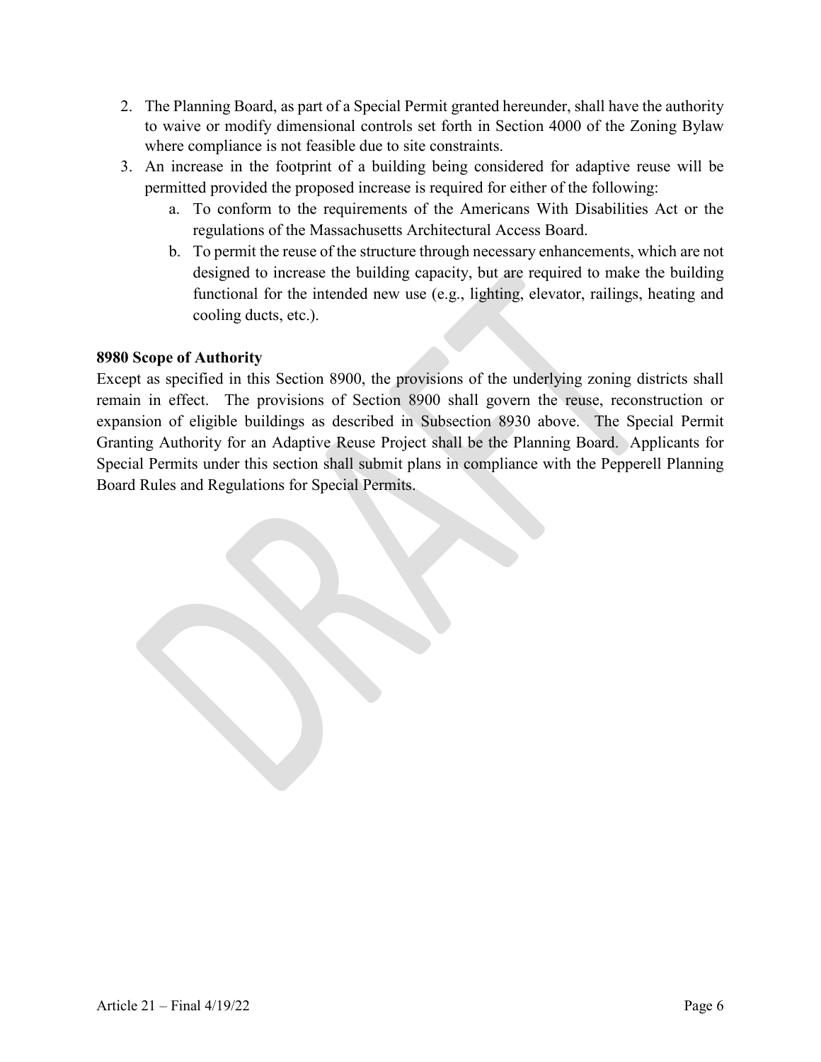2. The Planning Board, as part of a Special Permit granted hereunder, shall have the authority to waive or modify dimensional controls set forth in Section 4000 of the Zoning Bylaw where compliance is not feasible due to site constraints.
3. An increase in the footprint of a building being considered for adaptive reuse will be permitted provided the proposed increase is required for either of the following:
   a. To conform to the requirements of the Americans With Disabilities Act or the regulations of the Massachusetts Architectural Access Board.
   b. To permit the reuse of the structure through necessary enhancements, which are not designed to increase the building capacity, but are required to make the building functional for the intended new use (e.g., lighting, elevator, railings, heating and cooling ducts, etc.).

**8980 Scope of Authority**

Except as specified in this Section 8900, the provisions of the underlying zoning districts shall remain in effect. The provisions of Section 8900 shall govern the reuse, reconstruction or expansion of eligible buildings as described in Subsection 8930 above. The Special Permit Granting Authority for an Adaptive Reuse Project shall be the Planning Board. Applicants for Special Permits under this section shall submit plans in compliance with the Pepperell Planning Board Rules and Regulations for Special Permits.